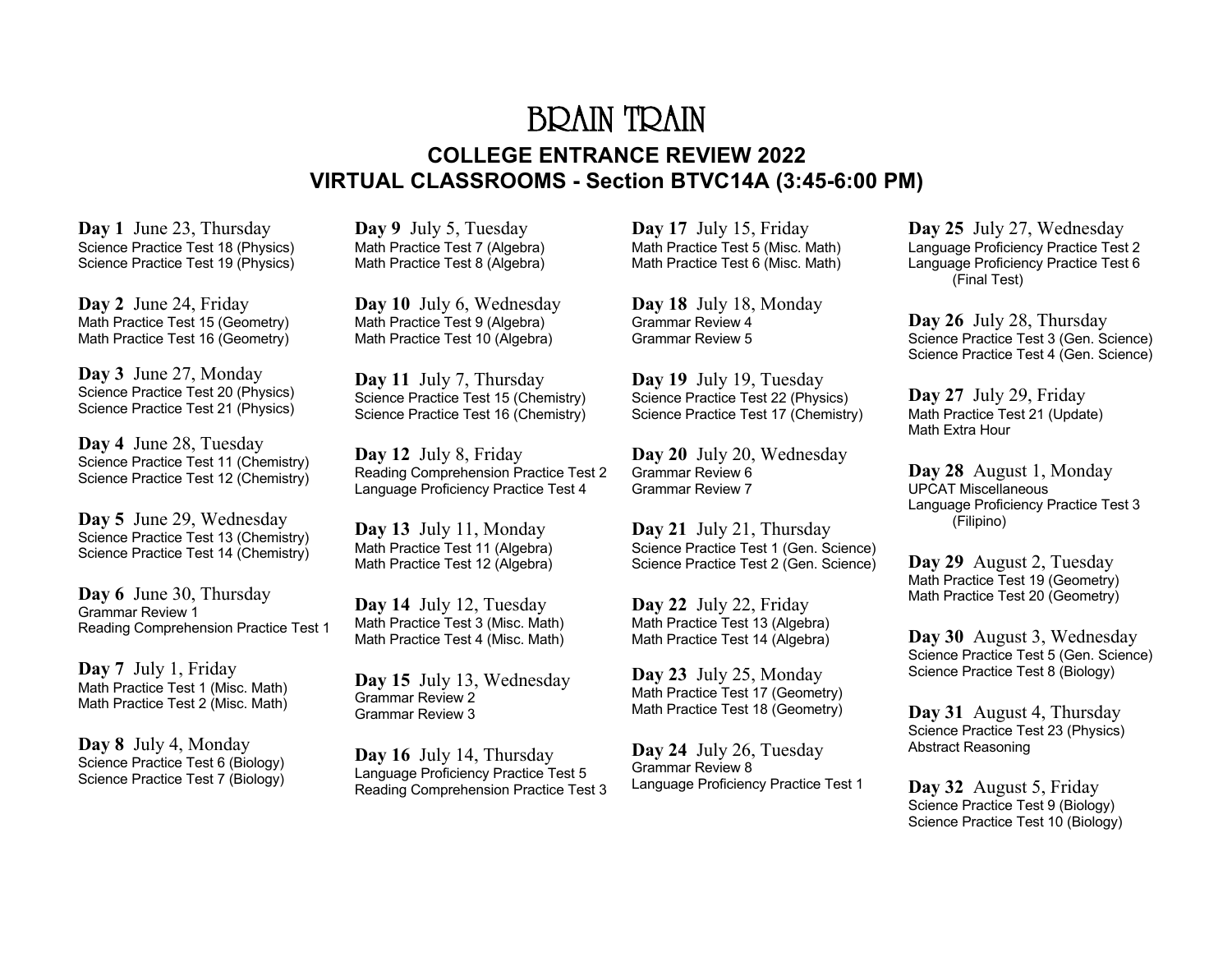# BRAIN TRAIN

## COLLEGE ENTRANCE REVIEW 2022
## VIRTUAL CLASSROOMS - Section BTVC14A (3:45-6:00 PM)

**Day 1** June 23, Thursday
Science Practice Test 18 (Physics)
Science Practice Test 19 (Physics)

**Day 2** June 24, Friday
Math Practice Test 15 (Geometry)
Math Practice Test 16 (Geometry)

**Day 3** June 27, Monday
Science Practice Test 20 (Physics)
Science Practice Test 21 (Physics)

**Day 4** June 28, Tuesday
Science Practice Test 11 (Chemistry)
Science Practice Test 12 (Chemistry)

**Day 5** June 29, Wednesday
Science Practice Test 13 (Chemistry)
Science Practice Test 14 (Chemistry)

**Day 6** June 30, Thursday
Grammar Review 1
Reading Comprehension Practice Test 1

**Day 7** July 1, Friday
Math Practice Test 1 (Misc. Math)
Math Practice Test 2 (Misc. Math)

**Day 8** July 4, Monday
Science Practice Test 6 (Biology)
Science Practice Test 7 (Biology)

**Day 9** July 5, Tuesday
Math Practice Test 7 (Algebra)
Math Practice Test 8 (Algebra)

**Day 10** July 6, Wednesday
Math Practice Test 9 (Algebra)
Math Practice Test 10 (Algebra)

**Day 11** July 7, Thursday
Science Practice Test 15 (Chemistry)
Science Practice Test 16 (Chemistry)

**Day 12** July 8, Friday
Reading Comprehension Practice Test 2
Language Proficiency Practice Test 4

**Day 13** July 11, Monday
Math Practice Test 11 (Algebra)
Math Practice Test 12 (Algebra)

**Day 14** July 12, Tuesday
Math Practice Test 3 (Misc. Math)
Math Practice Test 4 (Misc. Math)

**Day 15** July 13, Wednesday
Grammar Review 2
Grammar Review 3

**Day 16** July 14, Thursday
Language Proficiency Practice Test 5
Reading Comprehension Practice Test 3

**Day 17** July 15, Friday
Math Practice Test 5 (Misc. Math)
Math Practice Test 6 (Misc. Math)

**Day 18** July 18, Monday
Grammar Review 4
Grammar Review 5

**Day 19** July 19, Tuesday
Science Practice Test 22 (Physics)
Science Practice Test 17 (Chemistry)

**Day 20** July 20, Wednesday
Grammar Review 6
Grammar Review 7

**Day 21** July 21, Thursday
Science Practice Test 1 (Gen. Science)
Science Practice Test 2 (Gen. Science)

**Day 22** July 22, Friday
Math Practice Test 13 (Algebra)
Math Practice Test 14 (Algebra)

**Day 23** July 25, Monday
Math Practice Test 17 (Geometry)
Math Practice Test 18 (Geometry)

**Day 24** July 26, Tuesday
Grammar Review 8
Language Proficiency Practice Test 1

**Day 25** July 27, Wednesday
Language Proficiency Practice Test 2
Language Proficiency Practice Test 6 (Final Test)

**Day 26** July 28, Thursday
Science Practice Test 3 (Gen. Science)
Science Practice Test 4 (Gen. Science)

**Day 27** July 29, Friday
Math Practice Test 21 (Update)
Math Extra Hour

**Day 28** August 1, Monday
UPCAT Miscellaneous
Language Proficiency Practice Test 3 (Filipino)

**Day 29** August 2, Tuesday
Math Practice Test 19 (Geometry)
Math Practice Test 20 (Geometry)

**Day 30** August 3, Wednesday
Science Practice Test 5 (Gen. Science)
Science Practice Test 8 (Biology)

**Day 31** August 4, Thursday
Science Practice Test 23 (Physics)
Abstract Reasoning

**Day 32** August 5, Friday
Science Practice Test 9 (Biology)
Science Practice Test 10 (Biology)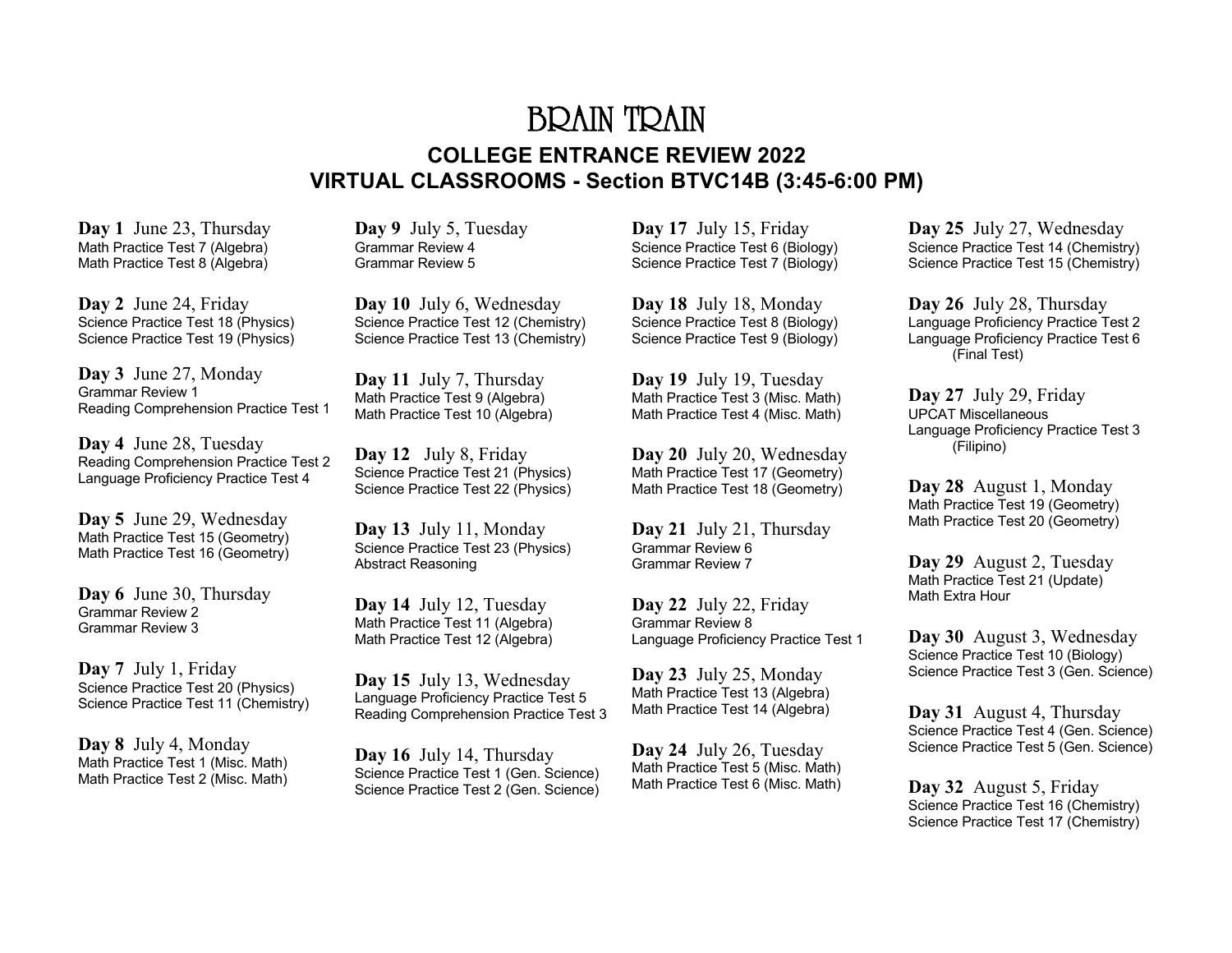# BRAIN TRAIN

## COLLEGE ENTRANCE REVIEW 2022
## VIRTUAL CLASSROOMS - Section BTVC14B (3:45-6:00 PM)

**Day 1** June 23, Thursday
Math Practice Test 7 (Algebra)
Math Practice Test 8 (Algebra)

**Day 2** June 24, Friday
Science Practice Test 18 (Physics)
Science Practice Test 19 (Physics)

**Day 3** June 27, Monday
Grammar Review 1
Reading Comprehension Practice Test 1

**Day 4** June 28, Tuesday
Reading Comprehension Practice Test 2
Language Proficiency Practice Test 4

**Day 5** June 29, Wednesday
Math Practice Test 15 (Geometry)
Math Practice Test 16 (Geometry)

**Day 6** June 30, Thursday
Grammar Review 2
Grammar Review 3

**Day 7** July 1, Friday
Science Practice Test 20 (Physics)
Science Practice Test 11 (Chemistry)

**Day 8** July 4, Monday
Math Practice Test 1 (Misc. Math)
Math Practice Test 2 (Misc. Math)

**Day 9** July 5, Tuesday
Grammar Review 4
Grammar Review 5

**Day 10** July 6, Wednesday
Science Practice Test 12 (Chemistry)
Science Practice Test 13 (Chemistry)

**Day 11** July 7, Thursday
Math Practice Test 9 (Algebra)
Math Practice Test 10 (Algebra)

**Day 12** July 8, Friday
Science Practice Test 21 (Physics)
Science Practice Test 22 (Physics)

**Day 13** July 11, Monday
Science Practice Test 23 (Physics)
Abstract Reasoning

**Day 14** July 12, Tuesday
Math Practice Test 11 (Algebra)
Math Practice Test 12 (Algebra)

**Day 15** July 13, Wednesday
Language Proficiency Practice Test 5
Reading Comprehension Practice Test 3

**Day 16** July 14, Thursday
Science Practice Test 1 (Gen. Science)
Science Practice Test 2 (Gen. Science)

**Day 17** July 15, Friday
Science Practice Test 6 (Biology)
Science Practice Test 7 (Biology)

**Day 18** July 18, Monday
Science Practice Test 8 (Biology)
Science Practice Test 9 (Biology)

**Day 19** July 19, Tuesday
Math Practice Test 3 (Misc. Math)
Math Practice Test 4 (Misc. Math)

**Day 20** July 20, Wednesday
Math Practice Test 17 (Geometry)
Math Practice Test 18 (Geometry)

**Day 21** July 21, Thursday
Grammar Review 6
Grammar Review 7

**Day 22** July 22, Friday
Grammar Review 8
Language Proficiency Practice Test 1

**Day 23** July 25, Monday
Math Practice Test 13 (Algebra)
Math Practice Test 14 (Algebra)

**Day 24** July 26, Tuesday
Math Practice Test 5 (Misc. Math)
Math Practice Test 6 (Misc. Math)

**Day 25** July 27, Wednesday
Science Practice Test 14 (Chemistry)
Science Practice Test 15 (Chemistry)

**Day 26** July 28, Thursday
Language Proficiency Practice Test 2
Language Proficiency Practice Test 6 (Final Test)

**Day 27** July 29, Friday
UPCAT Miscellaneous
Language Proficiency Practice Test 3 (Filipino)

**Day 28** August 1, Monday
Math Practice Test 19 (Geometry)
Math Practice Test 20 (Geometry)

**Day 29** August 2, Tuesday
Math Practice Test 21 (Update)
Math Extra Hour

**Day 30** August 3, Wednesday
Science Practice Test 10 (Biology)
Science Practice Test 3 (Gen. Science)

**Day 31** August 4, Thursday
Science Practice Test 4 (Gen. Science)
Science Practice Test 5 (Gen. Science)

**Day 32** August 5, Friday
Science Practice Test 16 (Chemistry)
Science Practice Test 17 (Chemistry)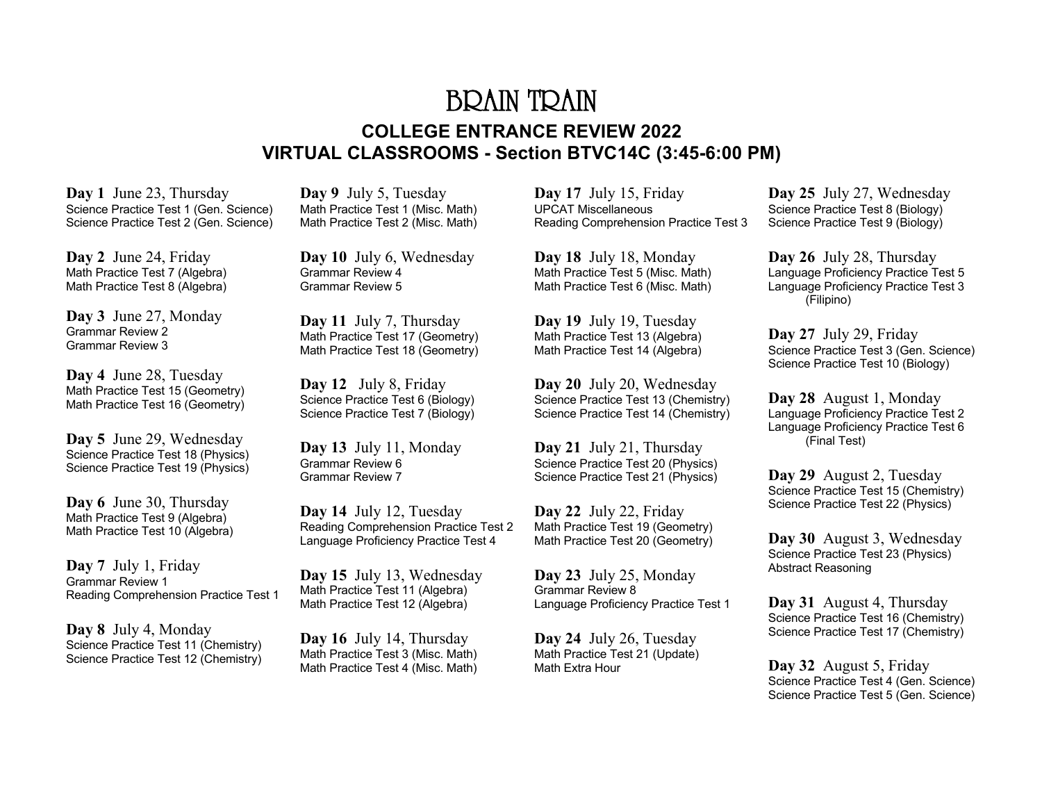# BRAIN TRAIN

## COLLEGE ENTRANCE REVIEW 2022
## VIRTUAL CLASSROOMS - Section BTVC14C (3:45-6:00 PM)

**Day 1** June 23, Thursday
Science Practice Test 1 (Gen. Science)
Science Practice Test 2 (Gen. Science)

**Day 2** June 24, Friday
Math Practice Test 7 (Algebra)
Math Practice Test 8 (Algebra)

**Day 3** June 27, Monday
Grammar Review 2
Grammar Review 3

**Day 4** June 28, Tuesday
Math Practice Test 15 (Geometry)
Math Practice Test 16 (Geometry)

**Day 5** June 29, Wednesday
Science Practice Test 18 (Physics)
Science Practice Test 19 (Physics)

**Day 6** June 30, Thursday
Math Practice Test 9 (Algebra)
Math Practice Test 10 (Algebra)

**Day 7** July 1, Friday
Grammar Review 1
Reading Comprehension Practice Test 1

**Day 8** July 4, Monday
Science Practice Test 11 (Chemistry)
Science Practice Test 12 (Chemistry)

**Day 9** July 5, Tuesday
Math Practice Test 1 (Misc. Math)
Math Practice Test 2 (Misc. Math)

**Day 10** July 6, Wednesday
Grammar Review 4
Grammar Review 5

**Day 11** July 7, Thursday
Math Practice Test 17 (Geometry)
Math Practice Test 18 (Geometry)

**Day 12** July 8, Friday
Science Practice Test 6 (Biology)
Science Practice Test 7 (Biology)

**Day 13** July 11, Monday
Grammar Review 6
Grammar Review 7

**Day 14** July 12, Tuesday
Reading Comprehension Practice Test 2
Language Proficiency Practice Test 4

**Day 15** July 13, Wednesday
Math Practice Test 11 (Algebra)
Math Practice Test 12 (Algebra)

**Day 16** July 14, Thursday
Math Practice Test 3 (Misc. Math)
Math Practice Test 4 (Misc. Math)

**Day 17** July 15, Friday
UPCAT Miscellaneous
Reading Comprehension Practice Test 3

**Day 18** July 18, Monday
Math Practice Test 5 (Misc. Math)
Math Practice Test 6 (Misc. Math)

**Day 19** July 19, Tuesday
Math Practice Test 13 (Algebra)
Math Practice Test 14 (Algebra)

**Day 20** July 20, Wednesday
Science Practice Test 13 (Chemistry)
Science Practice Test 14 (Chemistry)

**Day 21** July 21, Thursday
Science Practice Test 20 (Physics)
Science Practice Test 21 (Physics)

**Day 22** July 22, Friday
Math Practice Test 19 (Geometry)
Math Practice Test 20 (Geometry)

**Day 23** July 25, Monday
Grammar Review 8
Language Proficiency Practice Test 1

**Day 24** July 26, Tuesday
Math Practice Test 21 (Update)
Math Extra Hour

**Day 25** July 27, Wednesday
Science Practice Test 8 (Biology)
Science Practice Test 9 (Biology)

**Day 26** July 28, Thursday
Language Proficiency Practice Test 5
Language Proficiency Practice Test 3 (Filipino)

**Day 27** July 29, Friday
Science Practice Test 3 (Gen. Science)
Science Practice Test 10 (Biology)

**Day 28** August 1, Monday
Language Proficiency Practice Test 2
Language Proficiency Practice Test 6 (Final Test)

**Day 29** August 2, Tuesday
Science Practice Test 15 (Chemistry)
Science Practice Test 22 (Physics)

**Day 30** August 3, Wednesday
Science Practice Test 23 (Physics)
Abstract Reasoning

**Day 31** August 4, Thursday
Science Practice Test 16 (Chemistry)
Science Practice Test 17 (Chemistry)

**Day 32** August 5, Friday
Science Practice Test 4 (Gen. Science)
Science Practice Test 5 (Gen. Science)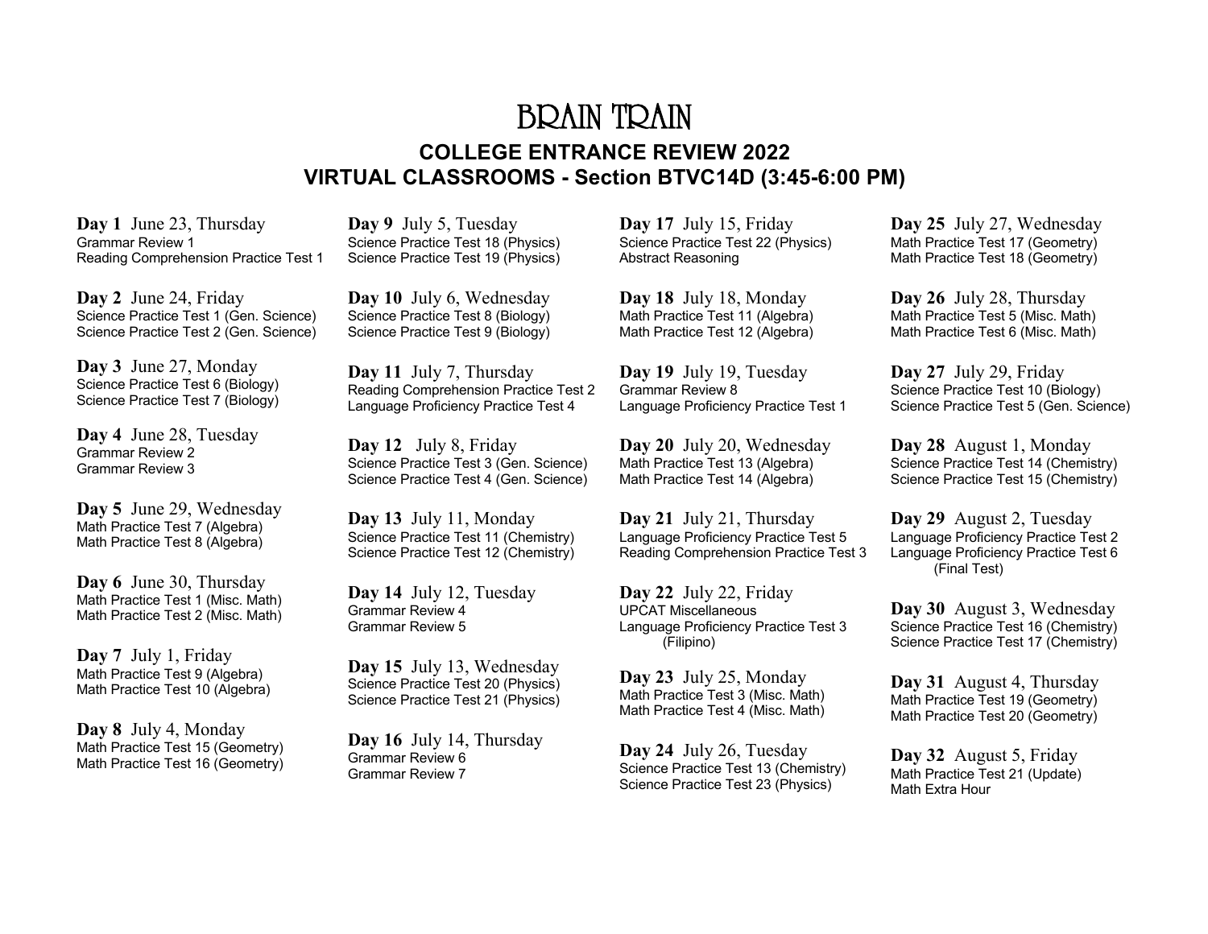# BRAIN TRAIN

## COLLEGE ENTRANCE REVIEW 2022
## VIRTUAL CLASSROOMS - Section BTVC14D (3:45-6:00 PM)

**Day 1** June 23, Thursday
Grammar Review 1
Reading Comprehension Practice Test 1

**Day 2** June 24, Friday
Science Practice Test 1 (Gen. Science)
Science Practice Test 2 (Gen. Science)

**Day 3** June 27, Monday
Science Practice Test 6 (Biology)
Science Practice Test 7 (Biology)

**Day 4** June 28, Tuesday
Grammar Review 2
Grammar Review 3

**Day 5** June 29, Wednesday
Math Practice Test 7 (Algebra)
Math Practice Test 8 (Algebra)

**Day 6** June 30, Thursday
Math Practice Test 1 (Misc. Math)
Math Practice Test 2 (Misc. Math)

**Day 7** July 1, Friday
Math Practice Test 9 (Algebra)
Math Practice Test 10 (Algebra)

**Day 8** July 4, Monday
Math Practice Test 15 (Geometry)
Math Practice Test 16 (Geometry)

**Day 9** July 5, Tuesday
Science Practice Test 18 (Physics)
Science Practice Test 19 (Physics)

**Day 10** July 6, Wednesday
Science Practice Test 8 (Biology)
Science Practice Test 9 (Biology)

**Day 11** July 7, Thursday
Reading Comprehension Practice Test 2
Language Proficiency Practice Test 4

**Day 12** July 8, Friday
Science Practice Test 3 (Gen. Science)
Science Practice Test 4 (Gen. Science)

**Day 13** July 11, Monday
Science Practice Test 11 (Chemistry)
Science Practice Test 12 (Chemistry)

**Day 14** July 12, Tuesday
Grammar Review 4
Grammar Review 5

**Day 15** July 13, Wednesday
Science Practice Test 20 (Physics)
Science Practice Test 21 (Physics)

**Day 16** July 14, Thursday
Grammar Review 6
Grammar Review 7

**Day 17** July 15, Friday
Science Practice Test 22 (Physics)
Abstract Reasoning

**Day 18** July 18, Monday
Math Practice Test 11 (Algebra)
Math Practice Test 12 (Algebra)

**Day 19** July 19, Tuesday
Grammar Review 8
Language Proficiency Practice Test 1

**Day 20** July 20, Wednesday
Math Practice Test 13 (Algebra)
Math Practice Test 14 (Algebra)

**Day 21** July 21, Thursday
Language Proficiency Practice Test 5
Reading Comprehension Practice Test 3

**Day 22** July 22, Friday
UPCAT Miscellaneous
Language Proficiency Practice Test 3 (Filipino)

**Day 23** July 25, Monday
Math Practice Test 3 (Misc. Math)
Math Practice Test 4 (Misc. Math)

**Day 24** July 26, Tuesday
Science Practice Test 13 (Chemistry)
Science Practice Test 23 (Physics)

**Day 25** July 27, Wednesday
Math Practice Test 17 (Geometry)
Math Practice Test 18 (Geometry)

**Day 26** July 28, Thursday
Math Practice Test 5 (Misc. Math)
Math Practice Test 6 (Misc. Math)

**Day 27** July 29, Friday
Science Practice Test 10 (Biology)
Science Practice Test 5 (Gen. Science)

**Day 28** August 1, Monday
Science Practice Test 14 (Chemistry)
Science Practice Test 15 (Chemistry)

**Day 29** August 2, Tuesday
Language Proficiency Practice Test 2
Language Proficiency Practice Test 6 (Final Test)

**Day 30** August 3, Wednesday
Science Practice Test 16 (Chemistry)
Science Practice Test 17 (Chemistry)

**Day 31** August 4, Thursday
Math Practice Test 19 (Geometry)
Math Practice Test 20 (Geometry)

**Day 32** August 5, Friday
Math Practice Test 21 (Update)
Math Extra Hour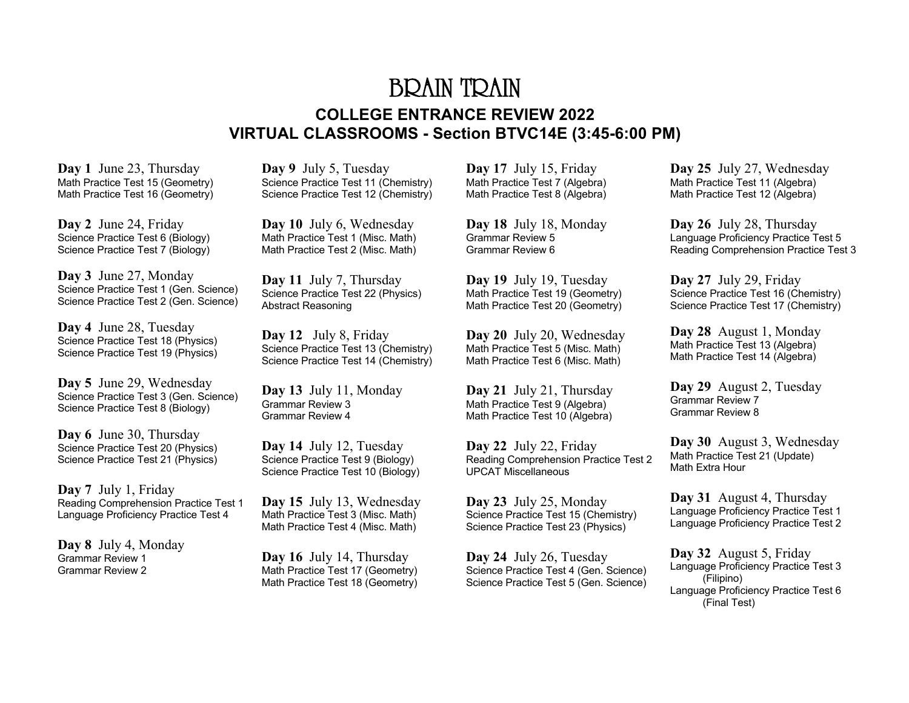# BRAIN TRAIN

## COLLEGE ENTRANCE REVIEW 2022

## VIRTUAL CLASSROOMS - Section BTVC14E (3:45-6:00 PM)

**Day 1** June 23, Thursday
Math Practice Test 15 (Geometry)
Math Practice Test 16 (Geometry)

**Day 2** June 24, Friday
Science Practice Test 6 (Biology)
Science Practice Test 7 (Biology)

**Day 3** June 27, Monday
Science Practice Test 1 (Gen. Science)
Science Practice Test 2 (Gen. Science)

**Day 4** June 28, Tuesday
Science Practice Test 18 (Physics)
Science Practice Test 19 (Physics)

**Day 5** June 29, Wednesday
Science Practice Test 3 (Gen. Science)
Science Practice Test 8 (Biology)

**Day 6** June 30, Thursday
Science Practice Test 20 (Physics)
Science Practice Test 21 (Physics)

**Day 7** July 1, Friday
Reading Comprehension Practice Test 1
Language Proficiency Practice Test 4

**Day 8** July 4, Monday
Grammar Review 1
Grammar Review 2

**Day 9** July 5, Tuesday
Science Practice Test 11 (Chemistry)
Science Practice Test 12 (Chemistry)

**Day 10** July 6, Wednesday
Math Practice Test 1 (Misc. Math)
Math Practice Test 2 (Misc. Math)

**Day 11** July 7, Thursday
Science Practice Test 22 (Physics)
Abstract Reasoning

**Day 12** July 8, Friday
Science Practice Test 13 (Chemistry)
Science Practice Test 14 (Chemistry)

**Day 13** July 11, Monday
Grammar Review 3
Grammar Review 4

**Day 14** July 12, Tuesday
Science Practice Test 9 (Biology)
Science Practice Test 10 (Biology)

**Day 15** July 13, Wednesday
Math Practice Test 3 (Misc. Math)
Math Practice Test 4 (Misc. Math)

**Day 16** July 14, Thursday
Math Practice Test 17 (Geometry)
Math Practice Test 18 (Geometry)

**Day 17** July 15, Friday
Math Practice Test 7 (Algebra)
Math Practice Test 8 (Algebra)

**Day 18** July 18, Monday
Grammar Review 5
Grammar Review 6

**Day 19** July 19, Tuesday
Math Practice Test 19 (Geometry)
Math Practice Test 20 (Geometry)

**Day 20** July 20, Wednesday
Math Practice Test 5 (Misc. Math)
Math Practice Test 6 (Misc. Math)

**Day 21** July 21, Thursday
Math Practice Test 9 (Algebra)
Math Practice Test 10 (Algebra)

**Day 22** July 22, Friday
Reading Comprehension Practice Test 2
UPCAT Miscellaneous

**Day 23** July 25, Monday
Science Practice Test 15 (Chemistry)
Science Practice Test 23 (Physics)

**Day 24** July 26, Tuesday
Science Practice Test 4 (Gen. Science)
Science Practice Test 5 (Gen. Science)

**Day 25** July 27, Wednesday
Math Practice Test 11 (Algebra)
Math Practice Test 12 (Algebra)

**Day 26** July 28, Thursday
Language Proficiency Practice Test 5
Reading Comprehension Practice Test 3

**Day 27** July 29, Friday
Science Practice Test 16 (Chemistry)
Science Practice Test 17 (Chemistry)

**Day 28** August 1, Monday
Math Practice Test 13 (Algebra)
Math Practice Test 14 (Algebra)

**Day 29** August 2, Tuesday
Grammar Review 7
Grammar Review 8

**Day 30** August 3, Wednesday
Math Practice Test 21 (Update)
Math Extra Hour

**Day 31** August 4, Thursday
Language Proficiency Practice Test 1
Language Proficiency Practice Test 2

**Day 32** August 5, Friday
Language Proficiency Practice Test 3 (Filipino)
Language Proficiency Practice Test 6 (Final Test)